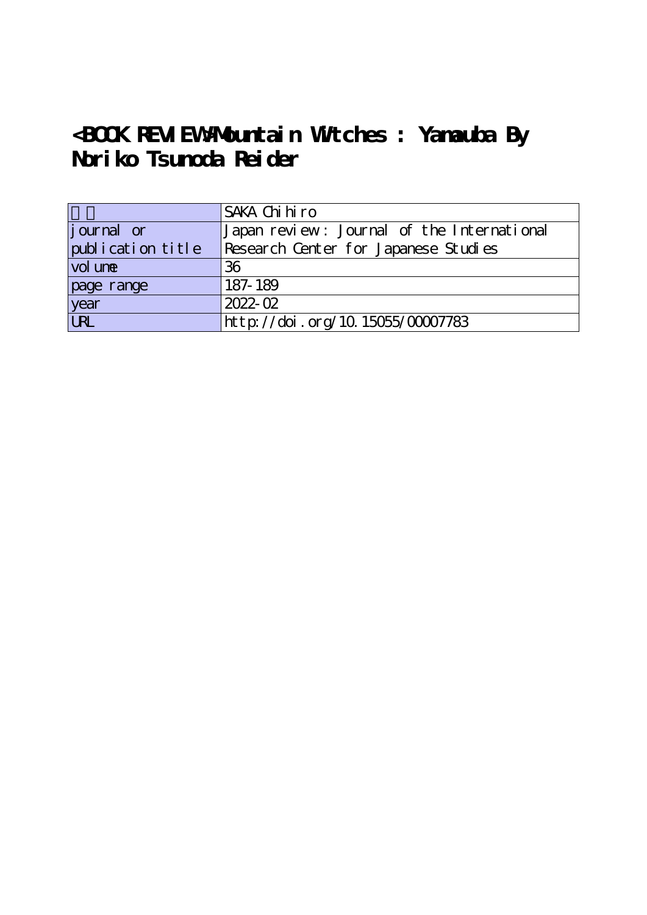# <BOOK REVIEW>Mountain Witches : Yamauba By Noriko Tsunoda Reider

| | |
|---|---|
| 著者 | SAKA Chihiro |
| journal or publication title | Japan review : Journal of the International Research Center for Japanese Studies |
| volume | 36 |
| page range | 187-189 |
| year | 2022-02 |
| URL | http://doi.org/10.15055/00007783 |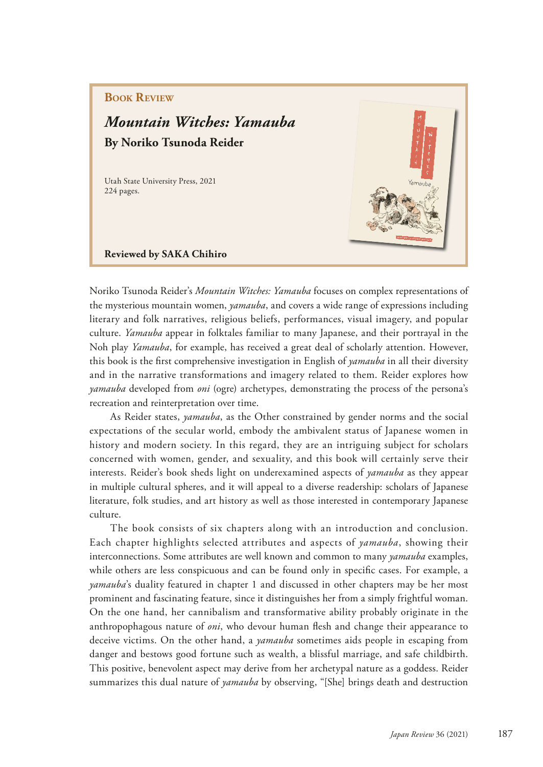Book Review

# *Mountain Witches: Yamauba*

**By Noriko Tsunoda Reider**

Utah State University Press, 2021
224 pages.

**Reviewed by SAKA Chihiro**

Noriko Tsunoda Reider's *Mountain Witches: Yamauba* focuses on complex representations of the mysterious mountain women, *yamauba*, and covers a wide range of expressions including literary and folk narratives, religious beliefs, performances, visual imagery, and popular culture. *Yamauba* appear in folktales familiar to many Japanese, and their portrayal in the Noh play *Yamauba*, for example, has received a great deal of scholarly attention. However, this book is the first comprehensive investigation in English of *yamauba* in all their diversity and in the narrative transformations and imagery related to them. Reider explores how *yamauba* developed from *oni* (ogre) archetypes, demonstrating the process of the persona's recreation and reinterpretation over time.

As Reider states, *yamauba*, as the Other constrained by gender norms and the social expectations of the secular world, embody the ambivalent status of Japanese women in history and modern society. In this regard, they are an intriguing subject for scholars concerned with women, gender, and sexuality, and this book will certainly serve their interests. Reider's book sheds light on underexamined aspects of *yamauba* as they appear in multiple cultural spheres, and it will appeal to a diverse readership: scholars of Japanese literature, folk studies, and art history as well as those interested in contemporary Japanese culture.

The book consists of six chapters along with an introduction and conclusion. Each chapter highlights selected attributes and aspects of *yamauba*, showing their interconnections. Some attributes are well known and common to many *yamauba* examples, while others are less conspicuous and can be found only in specific cases. For example, a *yamauba*'s duality featured in chapter 1 and discussed in other chapters may be her most prominent and fascinating feature, since it distinguishes her from a simply frightful woman. On the one hand, her cannibalism and transformative ability probably originate in the anthropophagous nature of *oni*, who devour human flesh and change their appearance to deceive victims. On the other hand, a *yamauba* sometimes aids people in escaping from danger and bestows good fortune such as wealth, a blissful marriage, and safe childbirth. This positive, benevolent aspect may derive from her archetypal nature as a goddess. Reider summarizes this dual nature of *yamauba* by observing, "[She] brings death and destruction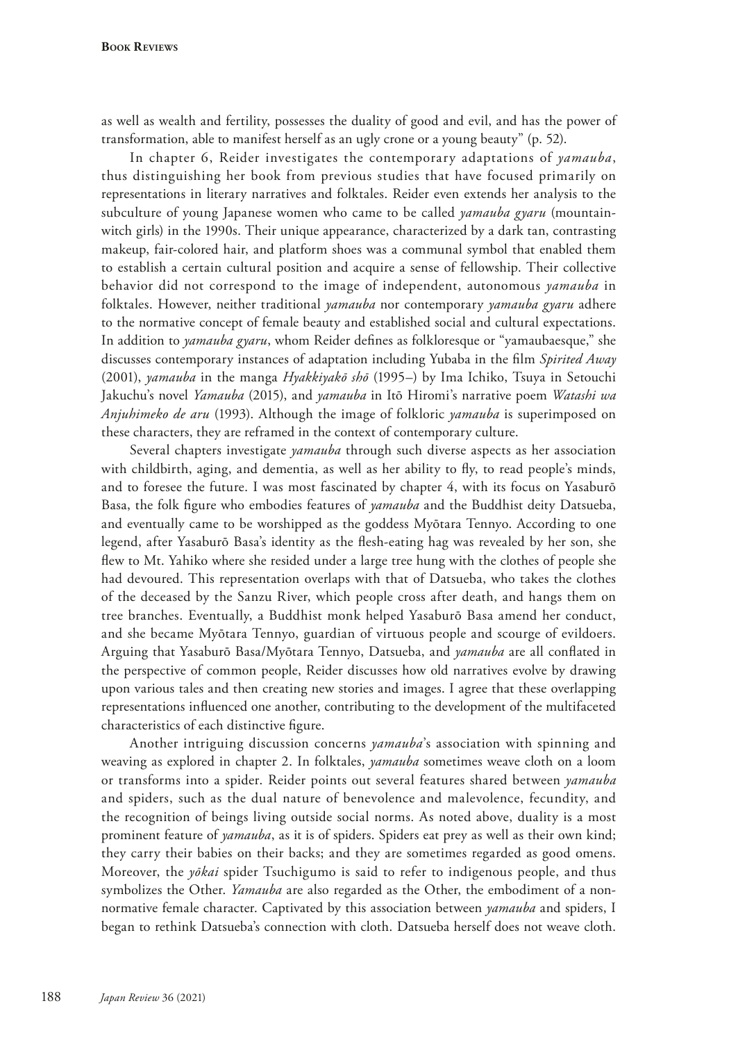as well as wealth and fertility, possesses the duality of good and evil, and has the power of transformation, able to manifest herself as an ugly crone or a young beauty" (p. 52).

In chapter 6, Reider investigates the contemporary adaptations of *yamauba*, thus distinguishing her book from previous studies that have focused primarily on representations in literary narratives and folktales. Reider even extends her analysis to the subculture of young Japanese women who came to be called *yamauba gyaru* (mountain-witch girls) in the 1990s. Their unique appearance, characterized by a dark tan, contrasting makeup, fair-colored hair, and platform shoes was a communal symbol that enabled them to establish a certain cultural position and acquire a sense of fellowship. Their collective behavior did not correspond to the image of independent, autonomous *yamauba* in folktales. However, neither traditional *yamauba* nor contemporary *yamauba gyaru* adhere to the normative concept of female beauty and established social and cultural expectations. In addition to *yamauba gyaru*, whom Reider defines as folkloresque or "yamaubaesque," she discusses contemporary instances of adaptation including Yubaba in the film *Spirited Away* (2001), *yamauba* in the manga *Hyakkiyakō shō* (1995–) by Ima Ichiko, Tsuya in Setouchi Jakuchu's novel *Yamauba* (2015), and *yamauba* in Itō Hiromi's narrative poem *Watashi wa Anjuhimeko de aru* (1993). Although the image of folkloric *yamauba* is superimposed on these characters, they are reframed in the context of contemporary culture.

Several chapters investigate *yamauba* through such diverse aspects as her association with childbirth, aging, and dementia, as well as her ability to fly, to read people's minds, and to foresee the future. I was most fascinated by chapter 4, with its focus on Yasaburō Basa, the folk figure who embodies features of *yamauba* and the Buddhist deity Datsueba, and eventually came to be worshipped as the goddess Myōtara Tennyo. According to one legend, after Yasaburō Basa's identity as the flesh-eating hag was revealed by her son, she flew to Mt. Yahiko where she resided under a large tree hung with the clothes of people she had devoured. This representation overlaps with that of Datsueba, who takes the clothes of the deceased by the Sanzu River, which people cross after death, and hangs them on tree branches. Eventually, a Buddhist monk helped Yasaburō Basa amend her conduct, and she became Myōtara Tennyo, guardian of virtuous people and scourge of evildoers. Arguing that Yasaburō Basa/Myōtara Tennyo, Datsueba, and *yamauba* are all conflated in the perspective of common people, Reider discusses how old narratives evolve by drawing upon various tales and then creating new stories and images. I agree that these overlapping representations influenced one another, contributing to the development of the multifaceted characteristics of each distinctive figure.

Another intriguing discussion concerns *yamauba*'s association with spinning and weaving as explored in chapter 2. In folktales, *yamauba* sometimes weave cloth on a loom or transforms into a spider. Reider points out several features shared between *yamauba* and spiders, such as the dual nature of benevolence and malevolence, fecundity, and the recognition of beings living outside social norms. As noted above, duality is a most prominent feature of *yamauba*, as it is of spiders. Spiders eat prey as well as their own kind; they carry their babies on their backs; and they are sometimes regarded as good omens. Moreover, the *yōkai* spider Tsuchigumo is said to refer to indigenous people, and thus symbolizes the Other. *Yamauba* are also regarded as the Other, the embodiment of a non-normative female character. Captivated by this association between *yamauba* and spiders, I began to rethink Datsueba's connection with cloth. Datsueba herself does not weave cloth.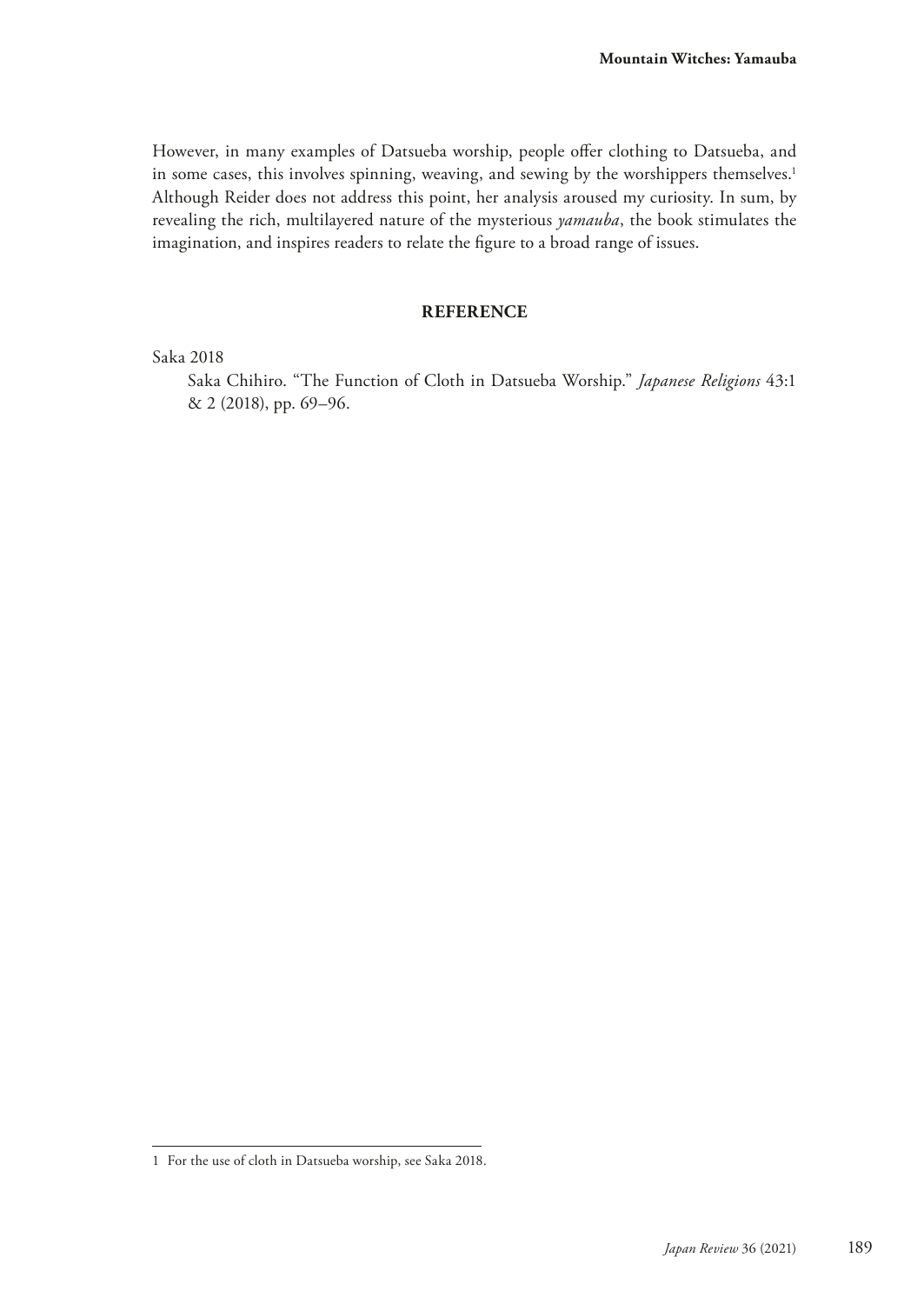However, in many examples of Datsueba worship, people offer clothing to Datsueba, and in some cases, this involves spinning, weaving, and sewing by the worshippers themselves.[1] Although Reider does not address this point, her analysis aroused my curiosity. In sum, by revealing the rich, multilayered nature of the mysterious *yamauba*, the book stimulates the imagination, and inspires readers to relate the figure to a broad range of issues.

## REFERENCE

Saka 2018

Saka Chihiro. "The Function of Cloth in Datsueba Worship." *Japanese Religions* 43:1 & 2 (2018), pp. 69–96.

---

1 For the use of cloth in Datsueba worship, see Saka 2018.